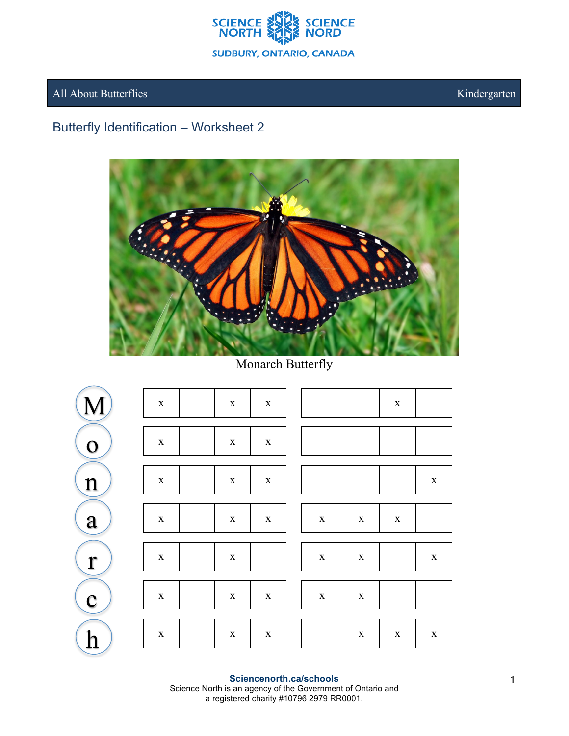All About Butterflies | Kindergarten

## Butterfly Identification – Worksheet 2

Monarch Butterfly

| Letter | | | | | | | | |
|---|---|---|---|---|---|---|---|---|
| M | x | | x | x | | | x | |
| o | x | | x | x | | | | |
| n | x | | x | x | | | | x |
| a | x | | x | x | x | x | x | |
| r | x | | x | | x | x | | x |
| c | x | | x | x | x | x | | |
| h | x | | x | x | | x | x | x |

Sciencenorth.ca/schools
Science North is an agency of the Government of Ontario and a registered charity #10796 2979 RR0001.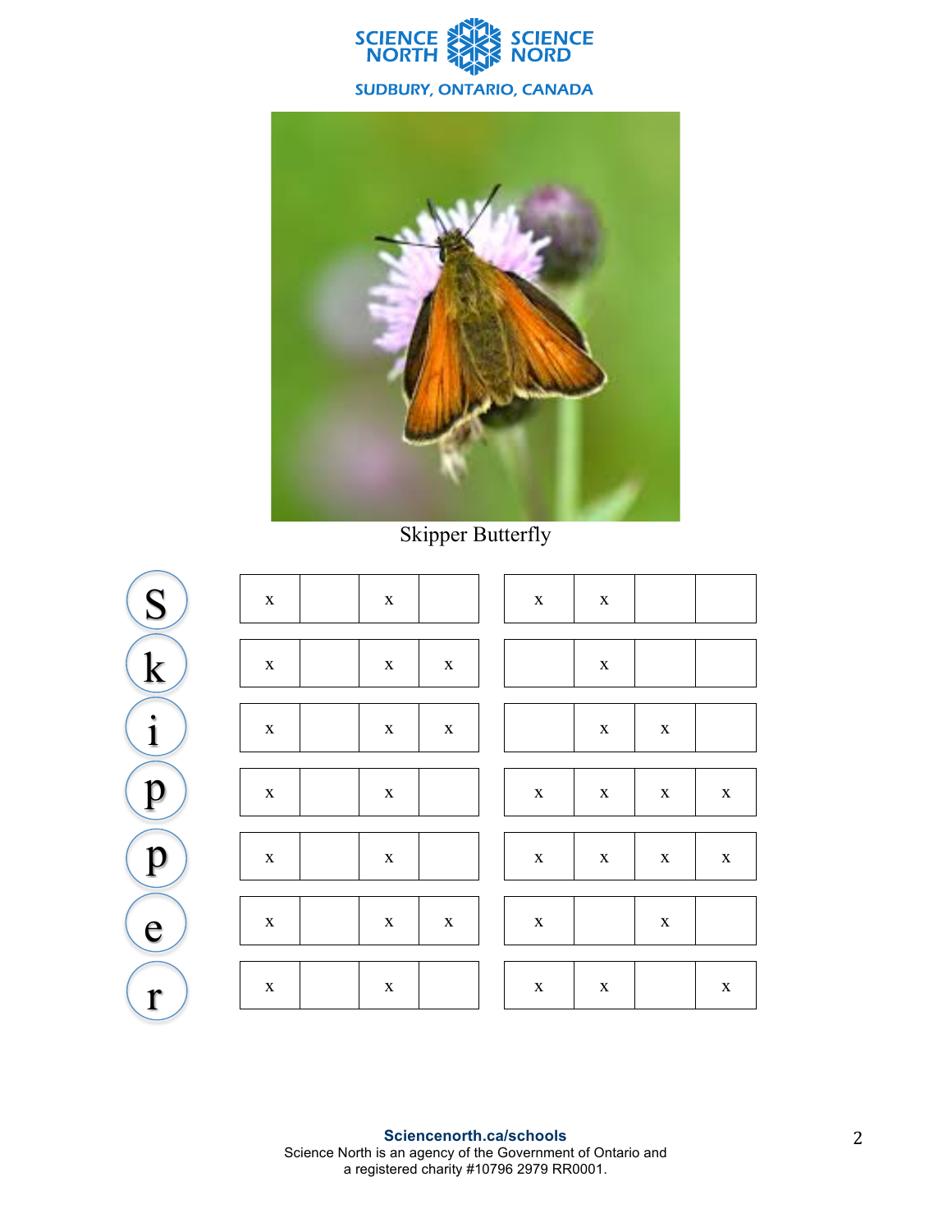Skipper Butterfly

| Letter | | | | | | | | |
|---|---|---|---|---|---|---|---|---|
| S | x | | x | | x | x | | |
| k | x | | x | x | | x | | |
| i | x | | x | x | | x | x | |
| p | x | | x | | x | x | x | x |
| p | x | | x | | x | x | x | x |
| e | x | | x | x | x | | x | |
| r | x | | x | | x | x | | x |

**Sciencenorth.ca/schools**
Science North is an agency of the Government of Ontario and a registered charity #10796 2979 RR0001.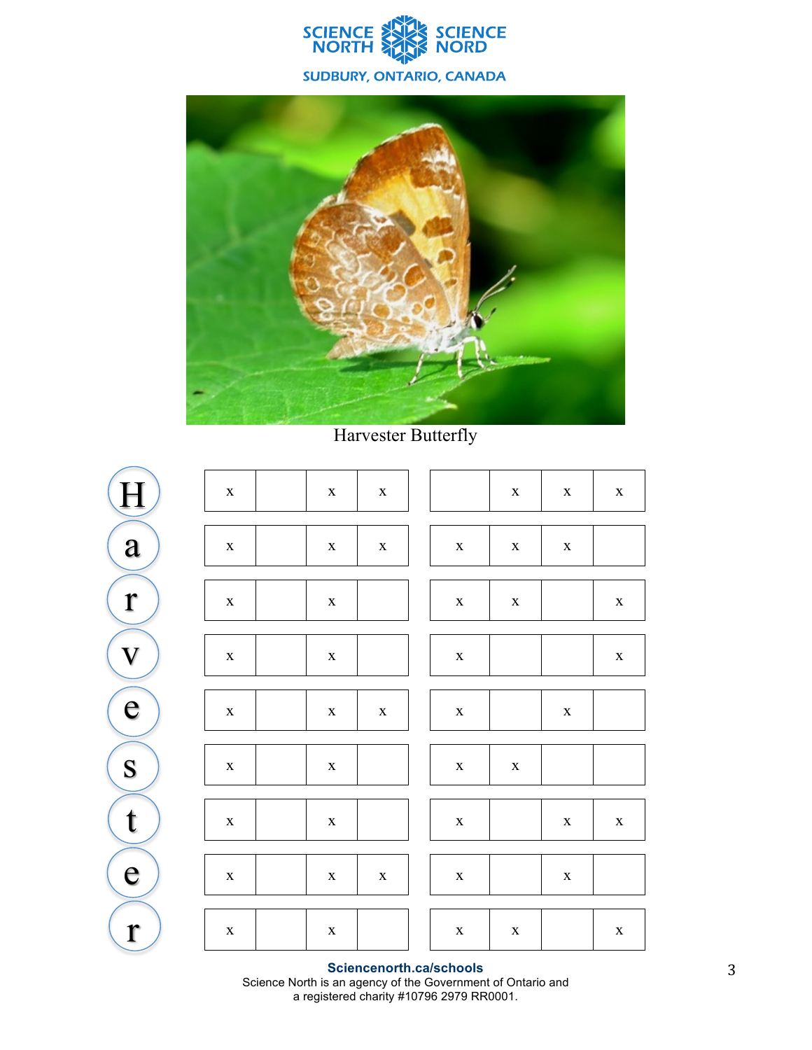Harvester Butterfly

| | | | | | | | | |
|---|---|---|---|---|---|---|---|---|
| H | x | | x | x | | x | x | x |
| a | x | | x | x | x | x | x | |
| r | x | | x | | x | x | | x |
| v | x | | x | | x | | | x |
| e | x | | x | x | x | | x | |
| s | x | | x | | x | x | | |
| t | x | | x | | x | | x | x |
| e | x | | x | x | x | | x | |
| r | x | | x | | x | x | | x |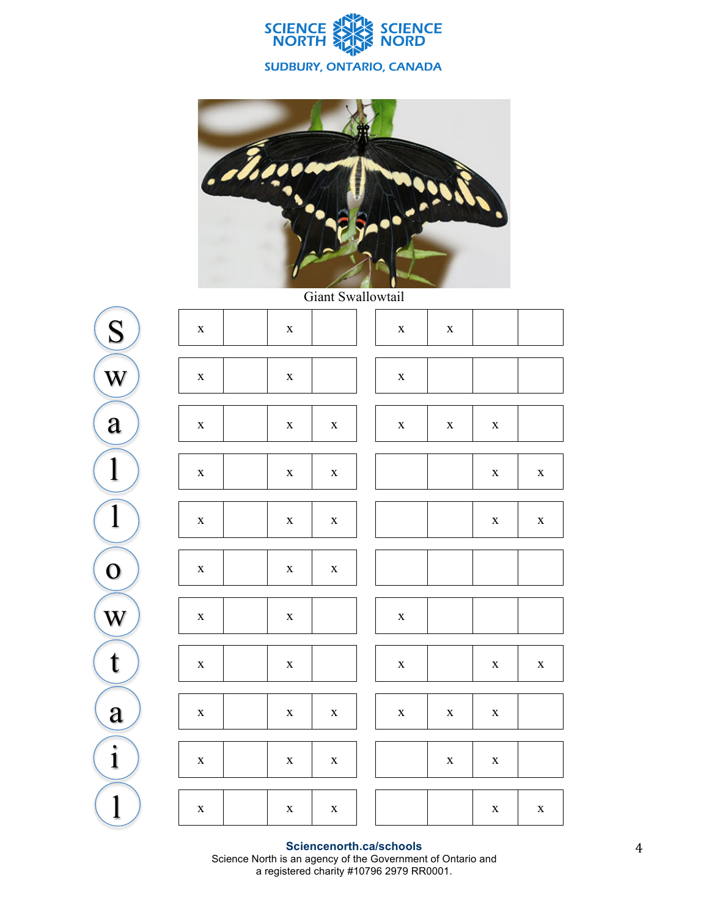Giant Swallowtail

| | | | | | | | | | |
|---|---|---|---|---|---|---|---|---|---|
| S | x | | x | | | x | x | | |
| w | x | | x | | | x | | | |
| a | x | | x | x | | x | x | x | |
| l | x | | x | x | | | | x | x |
| l | x | | x | x | | | | x | x |
| o | x | | x | x | | | | | |
| w | x | | x | | | x | | | |
| t | x | | x | | | x | | x | x |
| a | x | | x | x | | x | x | x | |
| i | x | | x | x | | | x | x | |
| l | x | | x | x | | | | x | x |